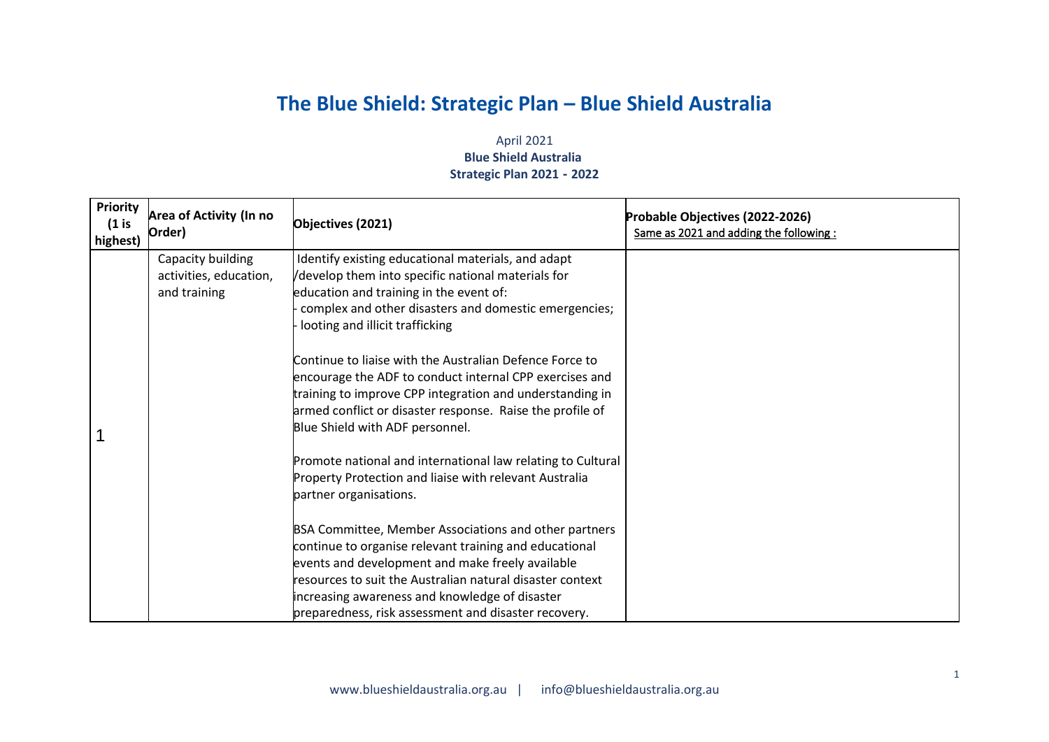# The Blue Shield: Strategic Plan – Blue Shield Australia

April 2021

**Blue Shield Australia**

**Strategic Plan 2021 - 2022**

| Priority (1 is highest) | Area of Activity (In no Order) | Objectives (2021) | Probable Objectives (2022-2026) Same as 2021 and adding the following : |
|---|---|---|---|
| 1 | Capacity building activities, education, and training | Identify existing educational materials, and adapt /develop them into specific national materials for education and training in the event of:<br>- complex and other disasters and domestic emergencies;<br>- looting and illicit trafficking<br><br>Continue to liaise with the Australian Defence Force to encourage the ADF to conduct internal CPP exercises and training to improve CPP integration and understanding in armed conflict or disaster response. Raise the profile of Blue Shield with ADF personnel.<br><br>Promote national and international law relating to Cultural Property Protection and liaise with relevant Australia partner organisations.<br><br>BSA Committee, Member Associations and other partners continue to organise relevant training and educational events and development and make freely available resources to suit the Australian natural disaster context increasing awareness and knowledge of disaster preparedness, risk assessment and disaster recovery. | |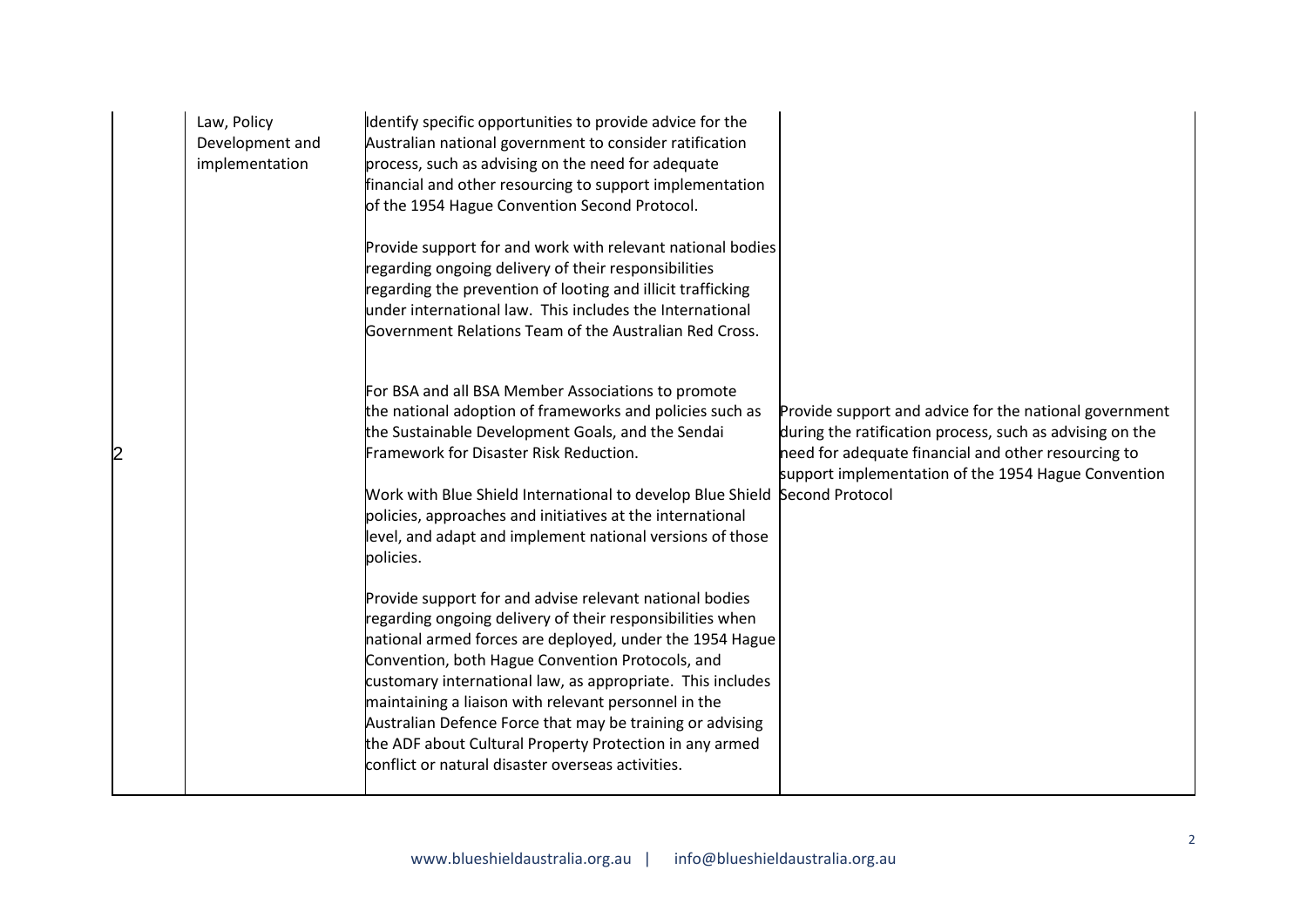| | | | |
|---|---|---|---|
| 2 | Law, Policy Development and implementation | Identify specific opportunities to provide advice for the Australian national government to consider ratification process, such as advising on the need for adequate financial and other resourcing to support implementation of the 1954 Hague Convention Second Protocol.<br><br>Provide support for and work with relevant national bodies regarding ongoing delivery of their responsibilities regarding the prevention of looting and illicit trafficking under international law. This includes the International Government Relations Team of the Australian Red Cross.<br><br>For BSA and all BSA Member Associations to promote the national adoption of frameworks and policies such as the Sustainable Development Goals, and the Sendai Framework for Disaster Risk Reduction.<br><br>Work with Blue Shield International to develop Blue Shield policies, approaches and initiatives at the international level, and adapt and implement national versions of those policies.<br><br>Provide support for and advise relevant national bodies regarding ongoing delivery of their responsibilities when national armed forces are deployed, under the 1954 Hague Convention, both Hague Convention Protocols, and customary international law, as appropriate. This includes maintaining a liaison with relevant personnel in the Australian Defence Force that may be training or advising the ADF about Cultural Property Protection in any armed conflict or natural disaster overseas activities. | Provide support and advice for the national government during the ratification process, such as advising on the need for adequate financial and other resourcing to support implementation of the 1954 Hague Convention Second Protocol |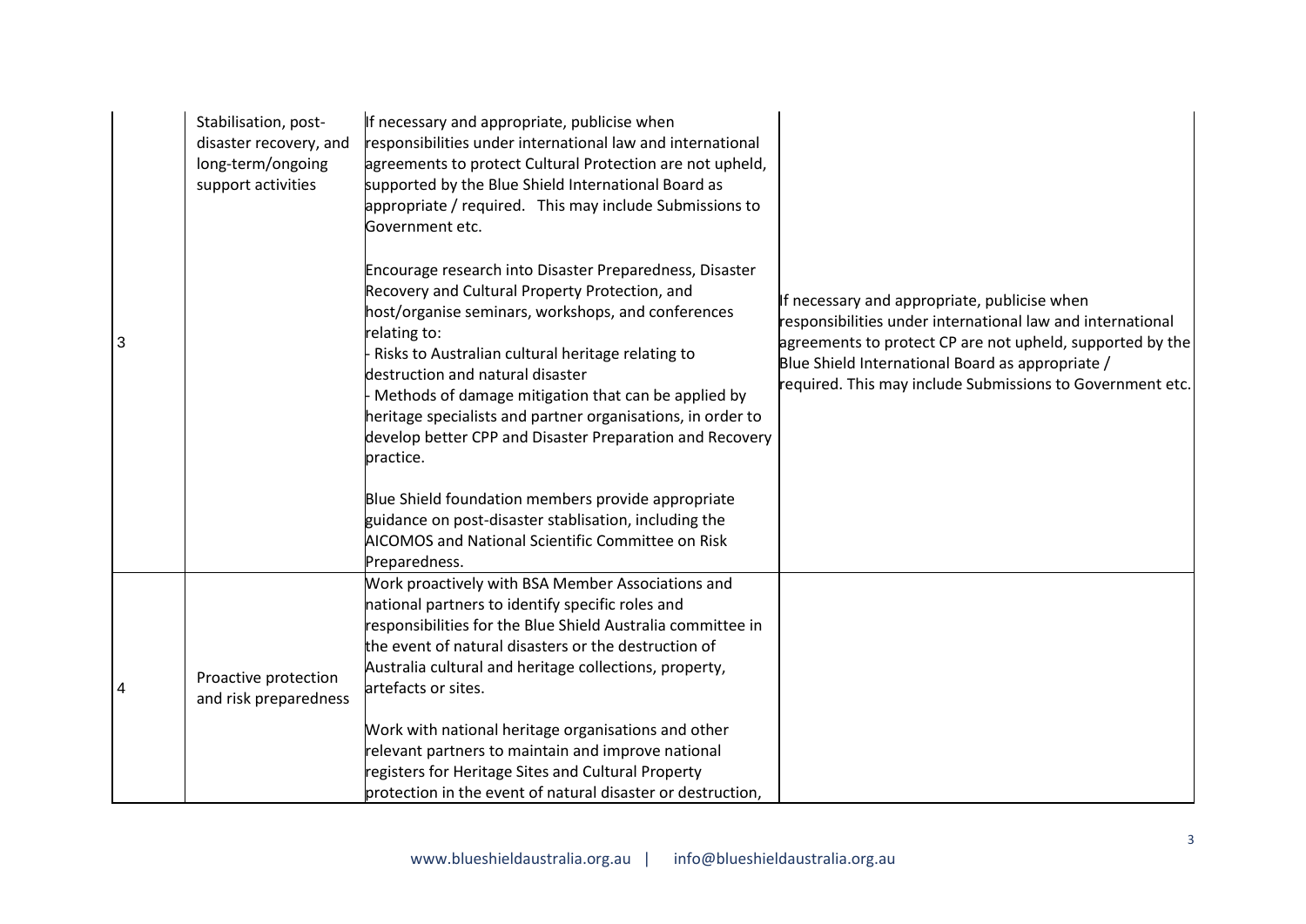| 3 | Stabilisation, post-disaster recovery, and long-term/ongoing support activities | If necessary and appropriate, publicise when responsibilities under international law and international agreements to protect Cultural Protection are not upheld, supported by the Blue Shield International Board as appropriate / required. This may include Submissions to Government etc.<br><br>Encourage research into Disaster Preparedness, Disaster Recovery and Cultural Property Protection, and host/organise seminars, workshops, and conferences relating to:<br>- Risks to Australian cultural heritage relating to destruction and natural disaster<br>- Methods of damage mitigation that can be applied by heritage specialists and partner organisations, in order to develop better CPP and Disaster Preparation and Recovery practice.<br><br>Blue Shield foundation members provide appropriate guidance on post-disaster stablisation, including the AICOMOS and National Scientific Committee on Risk Preparedness. | If necessary and appropriate, publicise when responsibilities under international law and international agreements to protect CP are not upheld, supported by the Blue Shield International Board as appropriate / required. This may include Submissions to Government etc. |
|---|---|---|---|
| 4 | Proactive protection and risk preparedness | Work proactively with BSA Member Associations and national partners to identify specific roles and responsibilities for the Blue Shield Australia committee in the event of natural disasters or the destruction of Australia cultural and heritage collections, property, artefacts or sites.<br><br>Work with national heritage organisations and other relevant partners to maintain and improve national registers for Heritage Sites and Cultural Property protection in the event of natural disaster or destruction, | |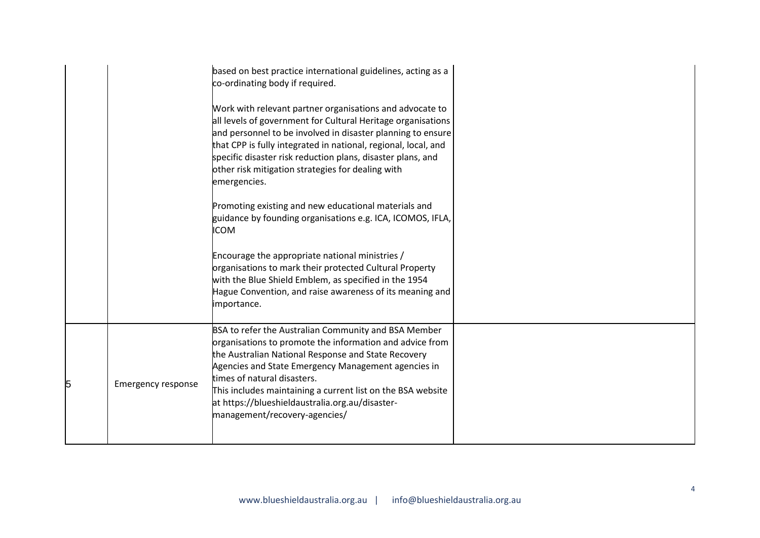| | | | |
|---|---|---|---|
| | | based on best practice international guidelines, acting as a co-ordinating body if required.<br><br>Work with relevant partner organisations and advocate to all levels of government for Cultural Heritage organisations and personnel to be involved in disaster planning to ensure that CPP is fully integrated in national, regional, local, and specific disaster risk reduction plans, disaster plans, and other risk mitigation strategies for dealing with emergencies.<br><br>Promoting existing and new educational materials and guidance by founding organisations e.g. ICA, ICOMOS, IFLA, ICOM<br><br>Encourage the appropriate national ministries / organisations to mark their protected Cultural Property with the Blue Shield Emblem, as specified in the 1954 Hague Convention, and raise awareness of its meaning and importance. | |
| 5 | Emergency response | BSA to refer the Australian Community and BSA Member organisations to promote the information and advice from the Australian National Response and State Recovery Agencies and State Emergency Management agencies in times of natural disasters.<br>This includes maintaining a current list on the BSA website at https://blueshieldaustralia.org.au/disaster-management/recovery-agencies/ | |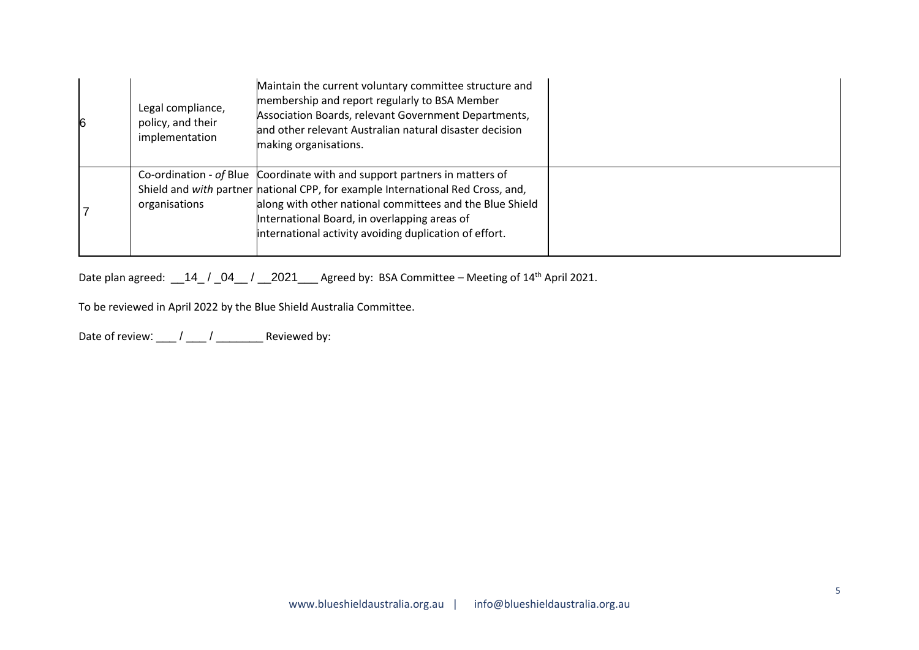| | | | |
|---|---|---|---|
| 6 | Legal compliance, policy, and their implementation | Maintain the current voluntary committee structure and membership and report regularly to BSA Member Association Boards, relevant Government Departments, and other relevant Australian natural disaster decision making organisations. | |
| 7 | Co-ordination - *of* Blue Shield and *with* partner organisations | Coordinate with and support partners in matters of national CPP, for example International Red Cross, and, along with other national committees and the Blue Shield International Board, in overlapping areas of international activity avoiding duplication of effort. | |

Date plan agreed: __14_ / _04__ / __2021___ Agreed by: BSA Committee – Meeting of 14th April 2021.

To be reviewed in April 2022 by the Blue Shield Australia Committee.

Date of review: ___ / ___ / _______ Reviewed by: